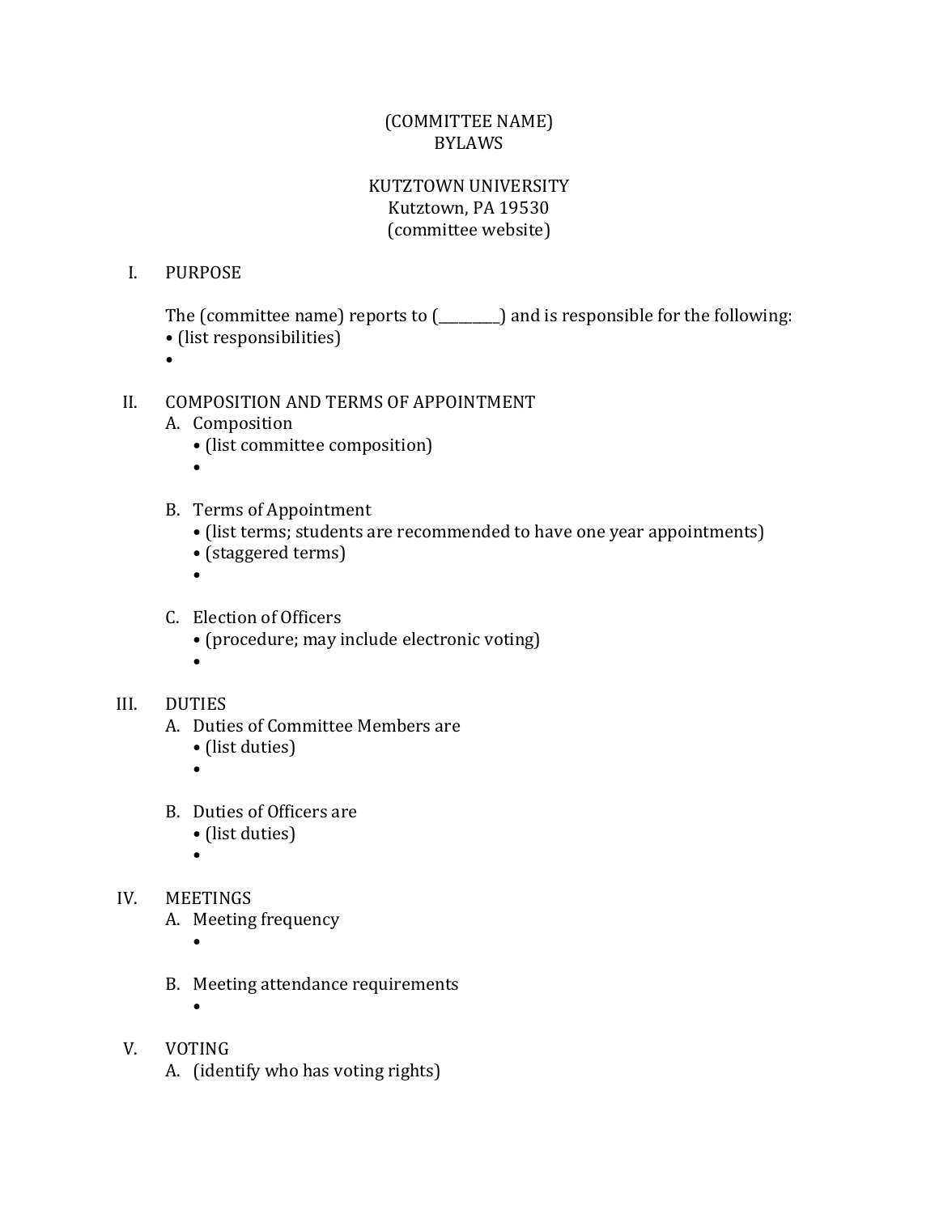# (COMMITTEE NAME)
# BYLAWS

KUTZTOWN UNIVERSITY
Kutztown, PA 19530
(committee website)

## I. PURPOSE

The (committee name) reports to (_________) and is responsible for the following:

- (list responsibilities)
- 

## II. COMPOSITION AND TERMS OF APPOINTMENT

A. Composition
- (list committee composition)
- 

B. Terms of Appointment
- (list terms; students are recommended to have one year appointments)
- (staggered terms)
- 

C. Election of Officers
- (procedure; may include electronic voting)
- 

## III. DUTIES

A. Duties of Committee Members are
- (list duties)
- 

B. Duties of Officers are
- (list duties)
- 

## IV. MEETINGS

A. Meeting frequency
- 

B. Meeting attendance requirements
- 

## V. VOTING

A. (identify who has voting rights)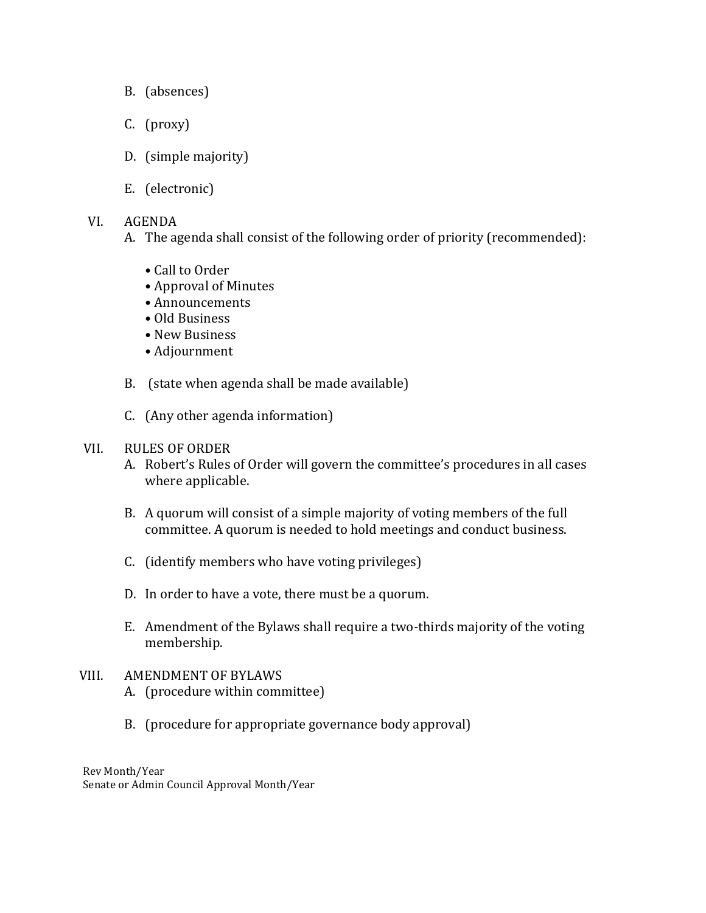B. (absences)

C. (proxy)

D. (simple majority)

E. (electronic)

VI. AGENDA

A. The agenda shall consist of the following order of priority (recommended):

- Call to Order
- Approval of Minutes
- Announcements
- Old Business
- New Business
- Adjournment

B. (state when agenda shall be made available)

C. (Any other agenda information)

VII. RULES OF ORDER

A. Robert's Rules of Order will govern the committee's procedures in all cases where applicable.

B. A quorum will consist of a simple majority of voting members of the full committee. A quorum is needed to hold meetings and conduct business.

C. (identify members who have voting privileges)

D. In order to have a vote, there must be a quorum.

E. Amendment of the Bylaws shall require a two-thirds majority of the voting membership.

VIII. AMENDMENT OF BYLAWS

A. (procedure within committee)

B. (procedure for appropriate governance body approval)

Rev Month/Year
Senate or Admin Council Approval Month/Year